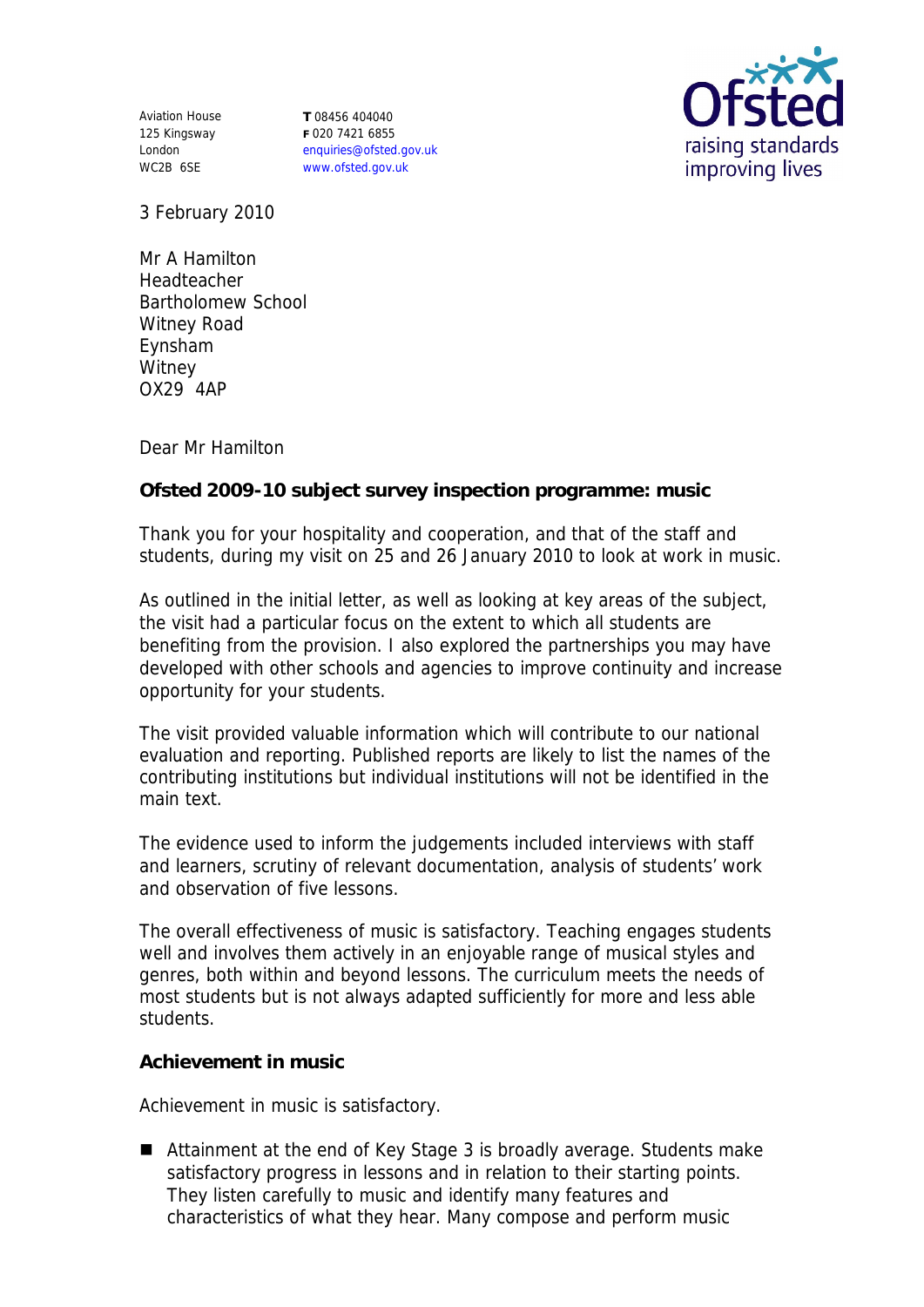Aviation House
125 Kingsway
London
WC2B 6SE

**T** 08456 404040
**F** 020 7421 6855
enquiries@ofsted.gov.uk
www.ofsted.gov.uk

Ofsted
raising standards
improving lives

3 February 2010

Mr A Hamilton
Headteacher
Bartholomew School
Witney Road
Eynsham
Witney
OX29 4AP

Dear Mr Hamilton

**Ofsted 2009-10 subject survey inspection programme: music**

Thank you for your hospitality and cooperation, and that of the staff and students, during my visit on 25 and 26 January 2010 to look at work in music.

As outlined in the initial letter, as well as looking at key areas of the subject, the visit had a particular focus on the extent to which all students are benefiting from the provision. I also explored the partnerships you may have developed with other schools and agencies to improve continuity and increase opportunity for your students.

The visit provided valuable information which will contribute to our national evaluation and reporting. Published reports are likely to list the names of the contributing institutions but individual institutions will not be identified in the main text.

The evidence used to inform the judgements included interviews with staff and learners, scrutiny of relevant documentation, analysis of students' work and observation of five lessons.

The overall effectiveness of music is satisfactory. Teaching engages students well and involves them actively in an enjoyable range of musical styles and genres, both within and beyond lessons. The curriculum meets the needs of most students but is not always adapted sufficiently for more and less able students.

**Achievement in music**

Achievement in music is satisfactory.

- Attainment at the end of Key Stage 3 is broadly average. Students make satisfactory progress in lessons and in relation to their starting points. They listen carefully to music and identify many features and characteristics of what they hear. Many compose and perform music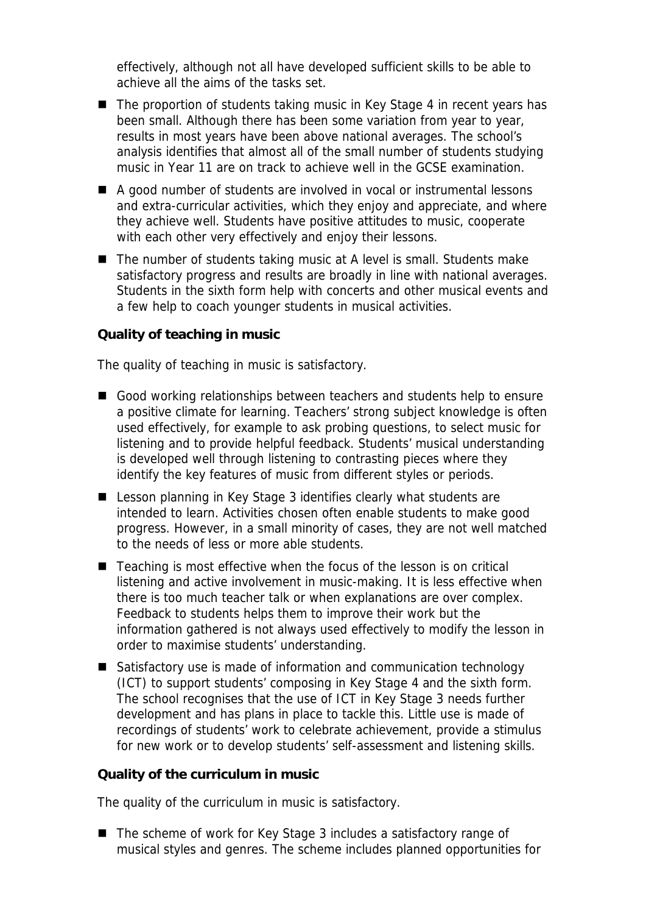effectively, although not all have developed sufficient skills to be able to achieve all the aims of the tasks set.

- The proportion of students taking music in Key Stage 4 in recent years has been small. Although there has been some variation from year to year, results in most years have been above national averages. The school's analysis identifies that almost all of the small number of students studying music in Year 11 are on track to achieve well in the GCSE examination.
- A good number of students are involved in vocal or instrumental lessons and extra-curricular activities, which they enjoy and appreciate, and where they achieve well. Students have positive attitudes to music, cooperate with each other very effectively and enjoy their lessons.
- The number of students taking music at A level is small. Students make satisfactory progress and results are broadly in line with national averages. Students in the sixth form help with concerts and other musical events and a few help to coach younger students in musical activities.

**Quality of teaching in music**

The quality of teaching in music is satisfactory.

- Good working relationships between teachers and students help to ensure a positive climate for learning. Teachers' strong subject knowledge is often used effectively, for example to ask probing questions, to select music for listening and to provide helpful feedback. Students' musical understanding is developed well through listening to contrasting pieces where they identify the key features of music from different styles or periods.
- Lesson planning in Key Stage 3 identifies clearly what students are intended to learn. Activities chosen often enable students to make good progress. However, in a small minority of cases, they are not well matched to the needs of less or more able students.
- Teaching is most effective when the focus of the lesson is on critical listening and active involvement in music-making. It is less effective when there is too much teacher talk or when explanations are over complex. Feedback to students helps them to improve their work but the information gathered is not always used effectively to modify the lesson in order to maximise students' understanding.
- Satisfactory use is made of information and communication technology (ICT) to support students' composing in Key Stage 4 and the sixth form. The school recognises that the use of ICT in Key Stage 3 needs further development and has plans in place to tackle this. Little use is made of recordings of students' work to celebrate achievement, provide a stimulus for new work or to develop students' self-assessment and listening skills.

**Quality of the curriculum in music**

The quality of the curriculum in music is satisfactory.

- The scheme of work for Key Stage 3 includes a satisfactory range of musical styles and genres. The scheme includes planned opportunities for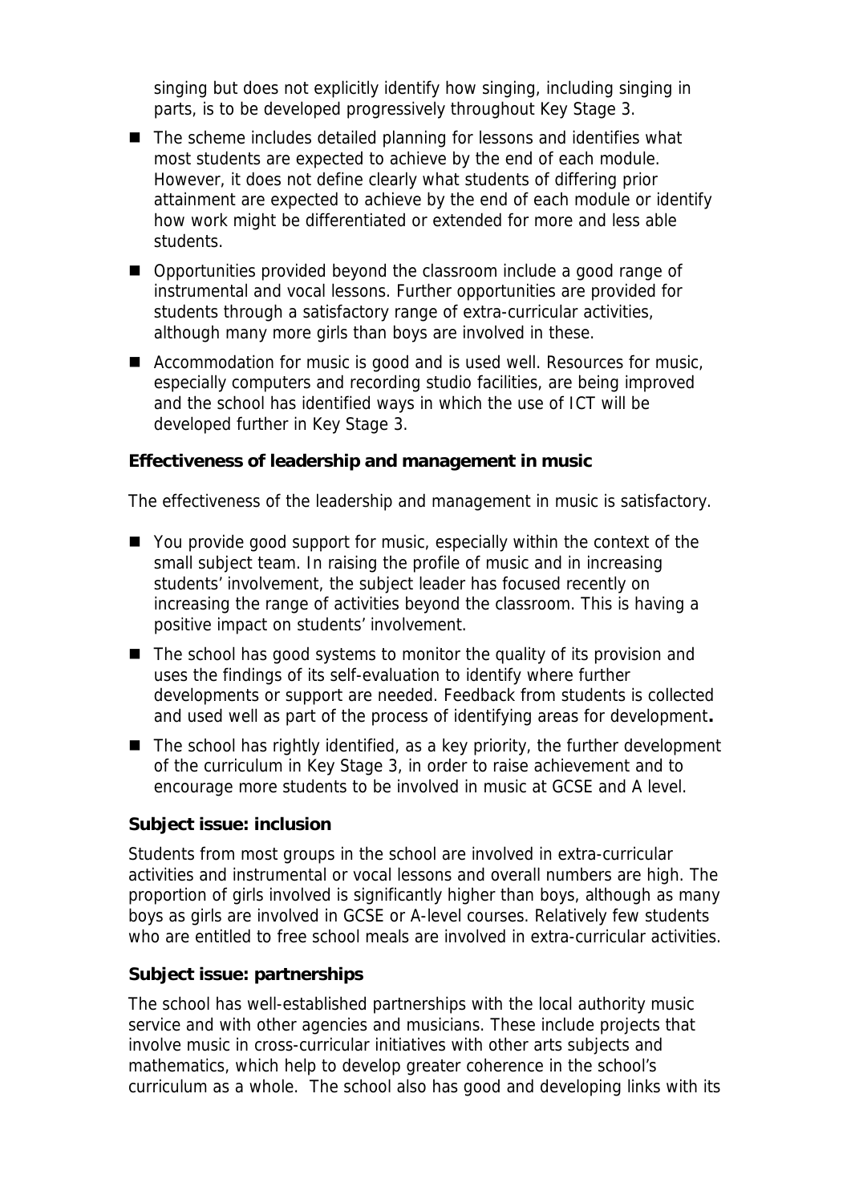singing but does not explicitly identify how singing, including singing in parts, is to be developed progressively throughout Key Stage 3.

- The scheme includes detailed planning for lessons and identifies what most students are expected to achieve by the end of each module. However, it does not define clearly what students of differing prior attainment are expected to achieve by the end of each module or identify how work might be differentiated or extended for more and less able students.
- Opportunities provided beyond the classroom include a good range of instrumental and vocal lessons. Further opportunities are provided for students through a satisfactory range of extra-curricular activities, although many more girls than boys are involved in these.
- Accommodation for music is good and is used well. Resources for music, especially computers and recording studio facilities, are being improved and the school has identified ways in which the use of ICT will be developed further in Key Stage 3.

**Effectiveness of leadership and management in music**

The effectiveness of the leadership and management in music is satisfactory.

- You provide good support for music, especially within the context of the small subject team. In raising the profile of music and in increasing students' involvement, the subject leader has focused recently on increasing the range of activities beyond the classroom. This is having a positive impact on students' involvement.
- The school has good systems to monitor the quality of its provision and uses the findings of its self-evaluation to identify where further developments or support are needed. Feedback from students is collected and used well as part of the process of identifying areas for development**.**
- The school has rightly identified, as a key priority, the further development of the curriculum in Key Stage 3, in order to raise achievement and to encourage more students to be involved in music at GCSE and A level.

**Subject issue: inclusion**

Students from most groups in the school are involved in extra-curricular activities and instrumental or vocal lessons and overall numbers are high. The proportion of girls involved is significantly higher than boys, although as many boys as girls are involved in GCSE or A-level courses. Relatively few students who are entitled to free school meals are involved in extra-curricular activities.

**Subject issue: partnerships**

The school has well-established partnerships with the local authority music service and with other agencies and musicians. These include projects that involve music in cross-curricular initiatives with other arts subjects and mathematics, which help to develop greater coherence in the school's curriculum as a whole. The school also has good and developing links with its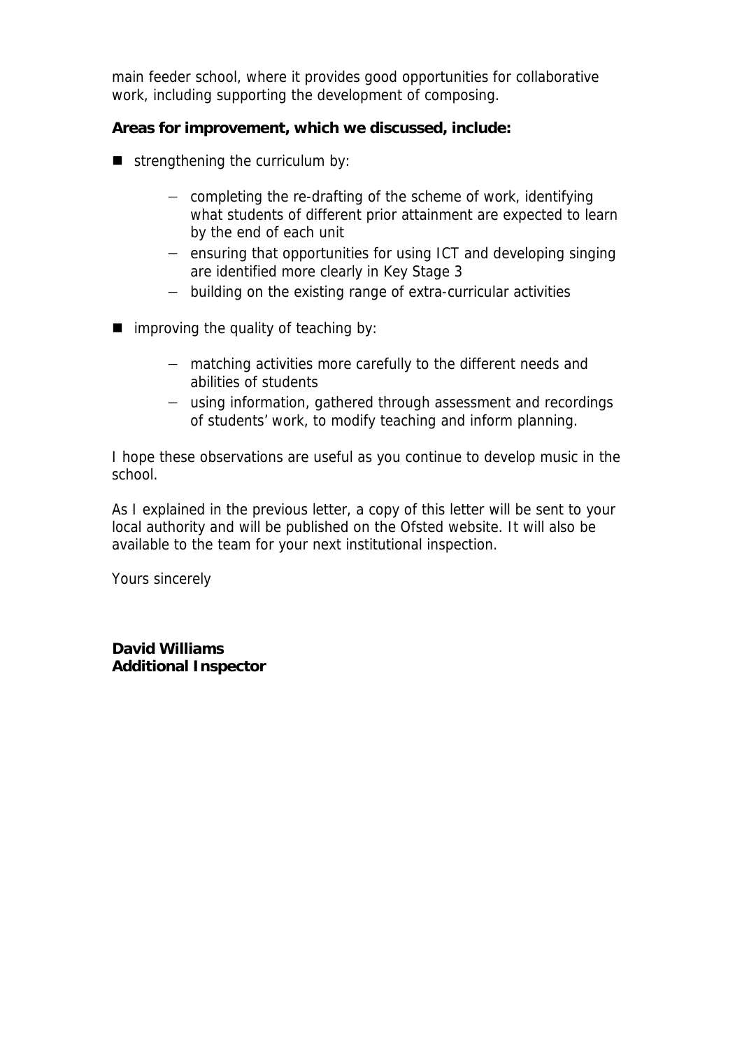main feeder school, where it provides good opportunities for collaborative work, including supporting the development of composing.

**Areas for improvement, which we discussed, include:**

- strengthening the curriculum by:
  - completing the re-drafting of the scheme of work, identifying what students of different prior attainment are expected to learn by the end of each unit
  - ensuring that opportunities for using ICT and developing singing are identified more clearly in Key Stage 3
  - building on the existing range of extra-curricular activities
- improving the quality of teaching by:
  - matching activities more carefully to the different needs and abilities of students
  - using information, gathered through assessment and recordings of students' work, to modify teaching and inform planning.

I hope these observations are useful as you continue to develop music in the school.

As I explained in the previous letter, a copy of this letter will be sent to your local authority and will be published on the Ofsted website. It will also be available to the team for your next institutional inspection.

Yours sincerely

**David Williams**
**Additional Inspector**